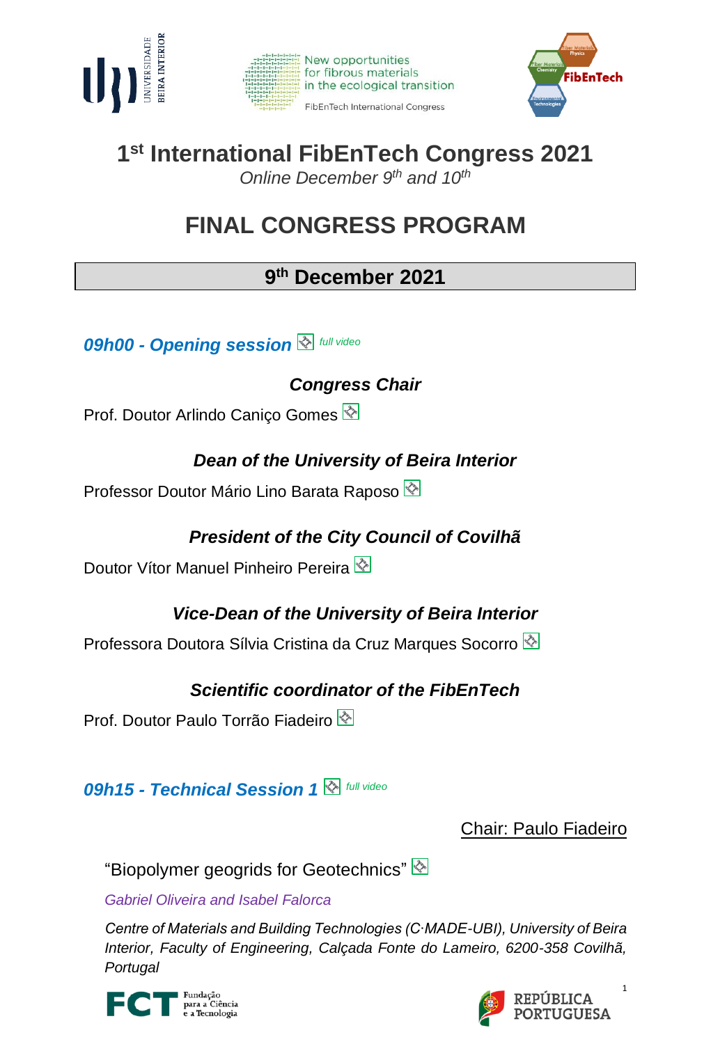# 1st International FibEnTech Congress 2021

*Online December 9th and 10th*

# FINAL CONGRESS PROGRAM

## 9th December 2021

### *09h00 - Opening session* *full video*

***Congress Chair***

Prof. Doutor Arlindo Caniço Gomes

***Dean of the University of Beira Interior***

Professor Doutor Mário Lino Barata Raposo

***President of the City Council of Covilhã***

Doutor Vítor Manuel Pinheiro Pereira

***Vice-Dean of the University of Beira Interior***

Professora Doutora Sílvia Cristina da Cruz Marques Socorro

***Scientific coordinator of the FibEnTech***

Prof. Doutor Paulo Torrão Fiadeiro

### *09h15 - Technical Session 1* *full video*

Chair: Paulo Fiadeiro

"Biopolymer geogrids for Geotechnics"

*Gabriel Oliveira and Isabel Falorca*

*Centre of Materials and Building Technologies (C·MADE-UBI), University of Beira Interior, Faculty of Engineering, Calçada Fonte do Lameiro, 6200-358 Covilhã, Portugal*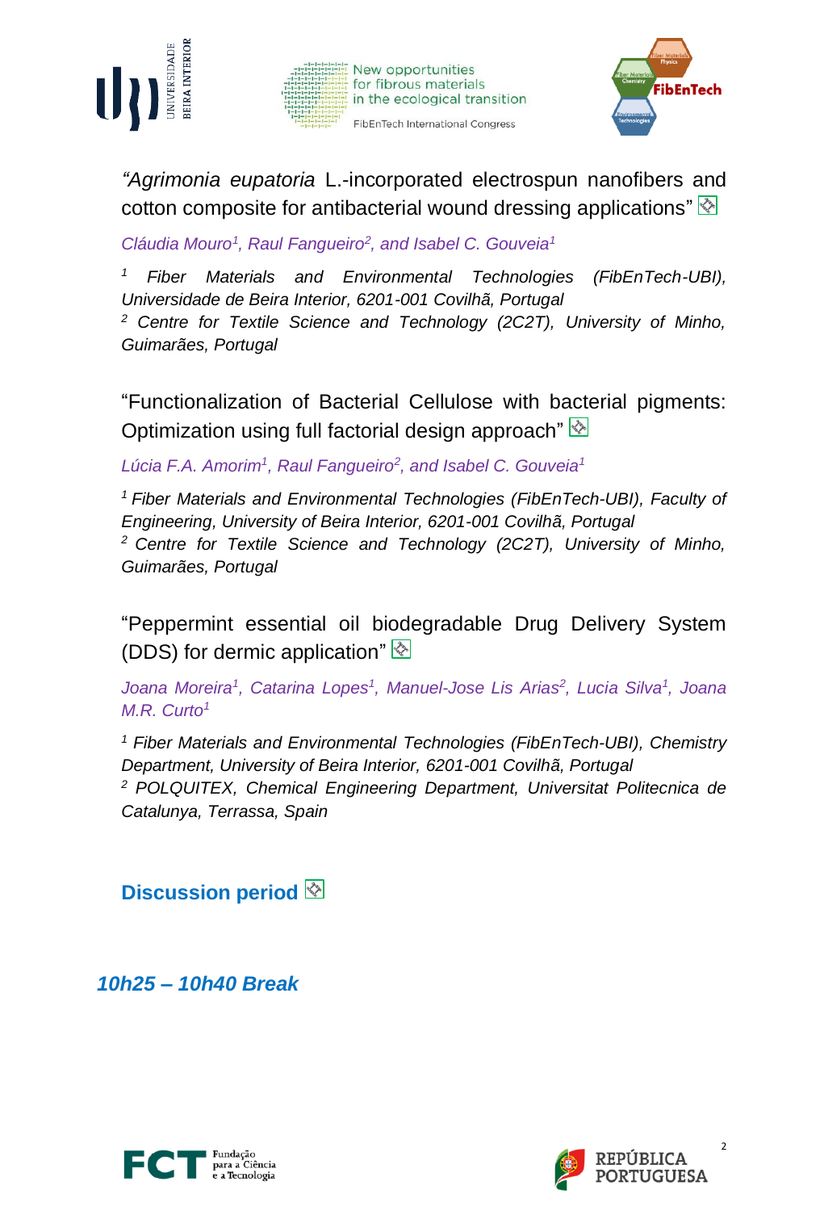"*Agrimonia eupatoria* L.-incorporated electrospun nanofibers and cotton composite for antibacterial wound dressing applications"

*Cláudia Mouro[1], Raul Fangueiro[2], and Isabel C. Gouveia[1]*

*[1] Fiber Materials and Environmental Technologies (FibEnTech-UBI), Universidade de Beira Interior, 6201-001 Covilhã, Portugal*
*[2] Centre for Textile Science and Technology (2C2T), University of Minho, Guimarães, Portugal*

"Functionalization of Bacterial Cellulose with bacterial pigments: Optimization using full factorial design approach"

*Lúcia F.A. Amorim[1], Raul Fangueiro[2], and Isabel C. Gouveia[1]*

*[1] Fiber Materials and Environmental Technologies (FibEnTech-UBI), Faculty of Engineering, University of Beira Interior, 6201-001 Covilhã, Portugal*
*[2] Centre for Textile Science and Technology (2C2T), University of Minho, Guimarães, Portugal*

"Peppermint essential oil biodegradable Drug Delivery System (DDS) for dermic application"

*Joana Moreira[1], Catarina Lopes[1], Manuel-Jose Lis Arias[2], Lucia Silva[1], Joana M.R. Curto[1]*

*[1] Fiber Materials and Environmental Technologies (FibEnTech-UBI), Chemistry Department, University of Beira Interior, 6201-001 Covilhã, Portugal*
*[2] POLQUITEX, Chemical Engineering Department, Universitat Politecnica de Catalunya, Terrassa, Spain*

**Discussion period**

***10h25 – 10h40 Break***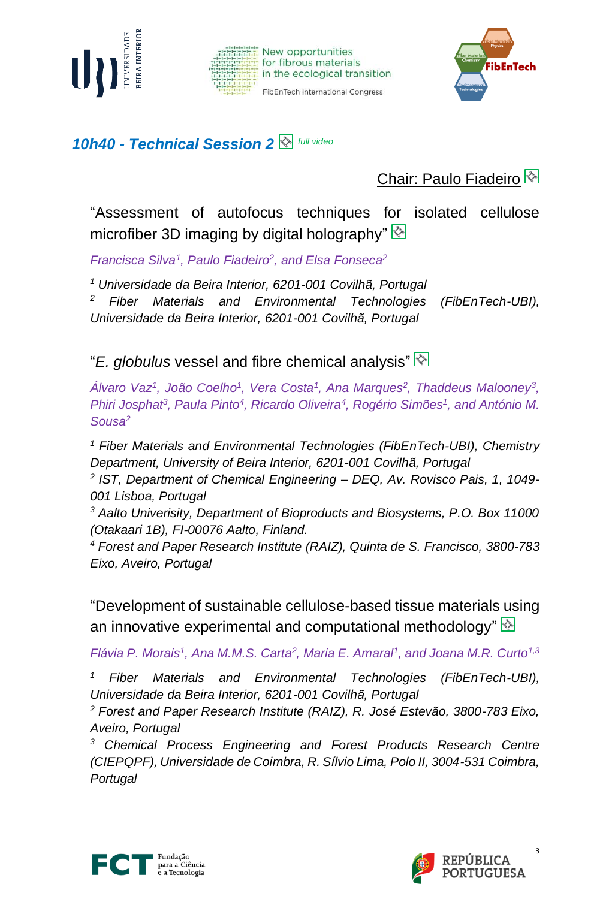## 10h40 - Technical Session 2 *full video*

Chair: Paulo Fiadeiro

“Assessment of autofocus techniques for isolated cellulose microfiber 3D imaging by digital holography”

*Francisca Silva[1], Paulo Fiadeiro[2], and Elsa Fonseca[2]*

*[1] Universidade da Beira Interior, 6201-001 Covilhã, Portugal*
*[2] Fiber Materials and Environmental Technologies (FibEnTech-UBI), Universidade da Beira Interior, 6201-001 Covilhã, Portugal*

“*E. globulus* vessel and fibre chemical analysis”

*Álvaro Vaz[1], João Coelho[1], Vera Costa[1], Ana Marques[2], Thaddeus Malooney[3], Phiri Josphat[3], Paula Pinto[4], Ricardo Oliveira[4], Rogério Simões[1], and António M. Sousa[2]*

*[1] Fiber Materials and Environmental Technologies (FibEnTech-UBI), Chemistry Department, University of Beira Interior, 6201-001 Covilhã, Portugal*
*[2] IST, Department of Chemical Engineering – DEQ, Av. Rovisco Pais, 1, 1049-001 Lisboa, Portugal*
*[3] Aalto Univerisity, Department of Bioproducts and Biosystems, P.O. Box 11000 (Otakaari 1B), FI-00076 Aalto, Finland.*
*[4] Forest and Paper Research Institute (RAIZ), Quinta de S. Francisco, 3800-783 Eixo, Aveiro, Portugal*

“Development of sustainable cellulose-based tissue materials using an innovative experimental and computational methodology”

*Flávia P. Morais[1], Ana M.M.S. Carta[2], Maria E. Amaral[1], and Joana M.R. Curto[1,3]*

*[1] Fiber Materials and Environmental Technologies (FibEnTech-UBI), Universidade da Beira Interior, 6201-001 Covilhã, Portugal*
*[2] Forest and Paper Research Institute (RAIZ), R. José Estevão, 3800-783 Eixo, Aveiro, Portugal*
*[3] Chemical Process Engineering and Forest Products Research Centre (CIEPQPF), Universidade de Coimbra, R. Sílvio Lima, Polo II, 3004-531 Coimbra, Portugal*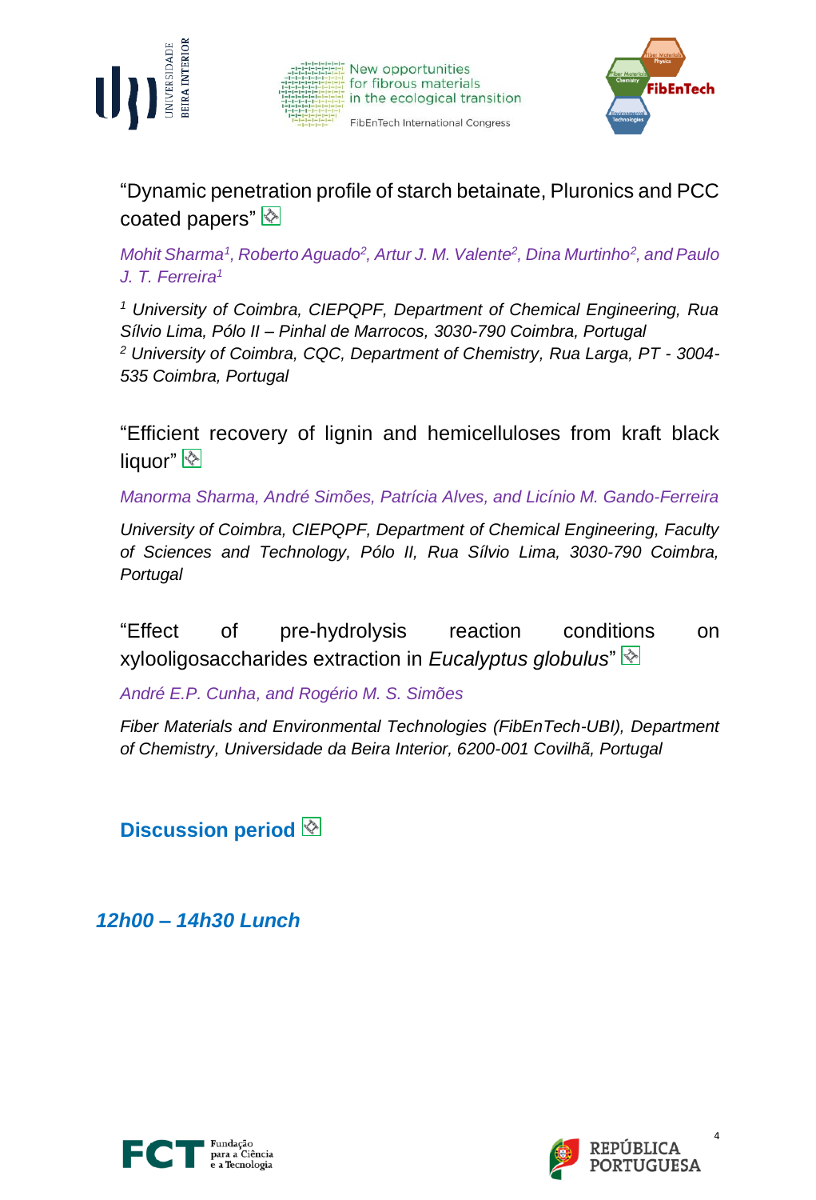"Dynamic penetration profile of starch betainate, Pluronics and PCC coated papers"

*Mohit Sharma[1], Roberto Aguado[2], Artur J. M. Valente[2], Dina Murtinho[2], and Paulo J. T. Ferreira[1]*

*[1] University of Coimbra, CIEPQPF, Department of Chemical Engineering, Rua Sílvio Lima, Pólo II – Pinhal de Marrocos, 3030-790 Coimbra, Portugal*
*[2] University of Coimbra, CQC, Department of Chemistry, Rua Larga, PT - 3004-535 Coimbra, Portugal*

"Efficient recovery of lignin and hemicelluloses from kraft black liquor"

*Manorma Sharma, André Simões, Patrícia Alves, and Licínio M. Gando-Ferreira*

*University of Coimbra, CIEPQPF, Department of Chemical Engineering, Faculty of Sciences and Technology, Pólo II, Rua Sílvio Lima, 3030-790 Coimbra, Portugal*

"Effect of pre-hydrolysis reaction conditions on xylooligosaccharides extraction in *Eucalyptus globulus*"

*André E.P. Cunha, and Rogério M. S. Simões*

*Fiber Materials and Environmental Technologies (FibEnTech-UBI), Department of Chemistry, Universidade da Beira Interior, 6200-001 Covilhã, Portugal*

**Discussion period**

***12h00 – 14h30 Lunch***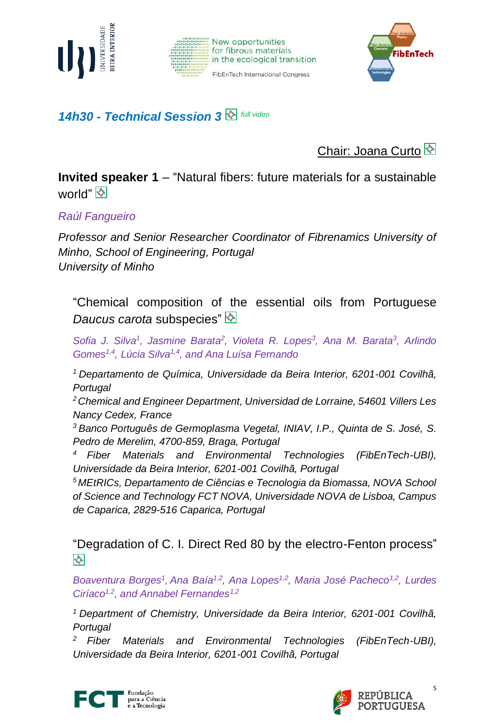## *14h30 - Technical Session 3* *full video*

Chair: Joana Curto

**Invited speaker 1** – "Natural fibers: future materials for a sustainable world"

*Raúl Fangueiro*

*Professor and Senior Researcher Coordinator of Fibrenamics University of Minho, School of Engineering, Portugal*
*University of Minho*

### "Chemical composition of the essential oils from Portuguese *Daucus carota* subspecies"

*Sofia J. Silva[1], Jasmine Barata[2], Violeta R. Lopes[3], Ana M. Barata[3], Arlindo Gomes[1,4], Lúcia Silva[1,4], and Ana Luísa Fernando*

*[1] Departamento de Química, Universidade da Beira Interior, 6201-001 Covilhã, Portugal*
*[2] Chemical and Engineer Department, Universidad de Lorraine, 54601 Villers Les Nancy Cedex, France*
*[3] Banco Português de Germoplasma Vegetal, INIAV, I.P., Quinta de S. José, S. Pedro de Merelim, 4700-859, Braga, Portugal*
*[4] Fiber Materials and Environmental Technologies (FibEnTech-UBI), Universidade da Beira Interior, 6201-001 Covilhã, Portugal*
*[5] MEtRICs, Departamento de Ciências e Tecnologia da Biomassa, NOVA School of Science and Technology FCT NOVA, Universidade NOVA de Lisboa, Campus de Caparica, 2829-516 Caparica, Portugal*

### "Degradation of C. I. Direct Red 80 by the electro-Fenton process"

*Boaventura Borges[1], Ana Baía[1,2], Ana Lopes[1,2], Maria José Pacheco[1,2], Lurdes Ciríaco[1,2], and Annabel Fernandes[1,2]*

*[1] Department of Chemistry, Universidade da Beira Interior, 6201-001 Covilhã, Portugal*
*[2] Fiber Materials and Environmental Technologies (FibEnTech-UBI), Universidade da Beira Interior, 6201-001 Covilhã, Portugal*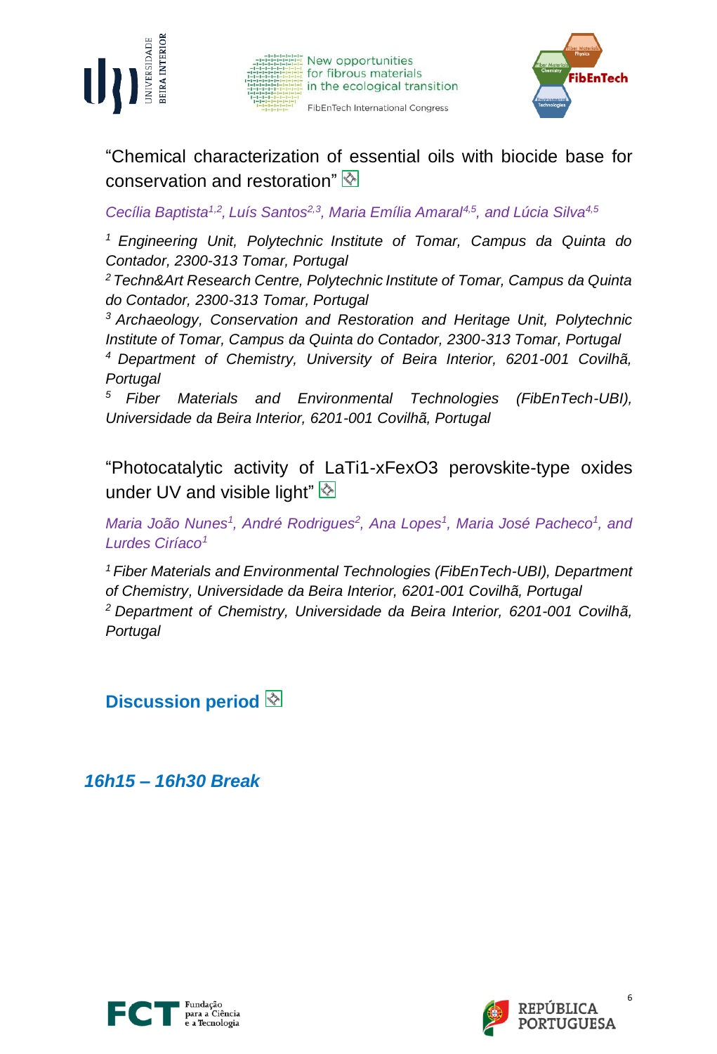"Chemical characterization of essential oils with biocide base for conservation and restoration"

*Cecília Baptista[1,2], Luís Santos[2,3], Maria Emília Amaral[4,5], and Lúcia Silva[4,5]*

*[1] Engineering Unit, Polytechnic Institute of Tomar, Campus da Quinta do Contador, 2300-313 Tomar, Portugal*
*[2] Techn&Art Research Centre, Polytechnic Institute of Tomar, Campus da Quinta do Contador, 2300-313 Tomar, Portugal*
*[3] Archaeology, Conservation and Restoration and Heritage Unit, Polytechnic Institute of Tomar, Campus da Quinta do Contador, 2300-313 Tomar, Portugal*
*[4] Department of Chemistry, University of Beira Interior, 6201-001 Covilhã, Portugal*
*[5] Fiber Materials and Environmental Technologies (FibEnTech-UBI), Universidade da Beira Interior, 6201-001 Covilhã, Portugal*

"Photocatalytic activity of $LaTi_{1-x}Fe_xO_3$ perovskite-type oxides under UV and visible light"

*Maria João Nunes[1], André Rodrigues[2], Ana Lopes[1], Maria José Pacheco[1], and Lurdes Ciríaco[1]*

*[1] Fiber Materials and Environmental Technologies (FibEnTech-UBI), Department of Chemistry, Universidade da Beira Interior, 6201-001 Covilhã, Portugal*
*[2] Department of Chemistry, Universidade da Beira Interior, 6201-001 Covilhã, Portugal*

**Discussion period**

***16h15 – 16h30 Break***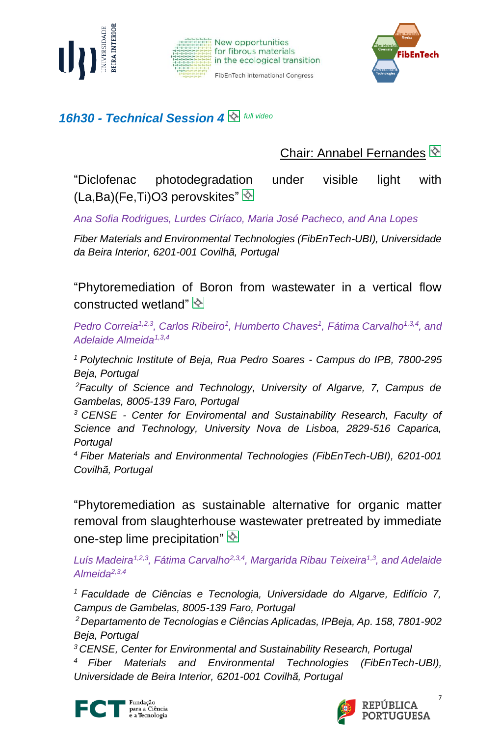## *16h30 - Technical Session 4* *full video*

Chair: Annabel Fernandes

“Diclofenac photodegradation under visible light with (La,Ba)(Fe,Ti)O3 perovskites”

*Ana Sofia Rodrigues, Lurdes Ciríaco, Maria José Pacheco, and Ana Lopes*

*Fiber Materials and Environmental Technologies (FibEnTech-UBI), Universidade da Beira Interior, 6201-001 Covilhã, Portugal*

“Phytoremediation of Boron from wastewater in a vertical flow constructed wetland”

*Pedro Correia[1,2,3], Carlos Ribeiro[1], Humberto Chaves[1], Fátima Carvalho[1,3,4], and Adelaide Almeida[1,3,4]*

*[1] Polytechnic Institute of Beja, Rua Pedro Soares - Campus do IPB, 7800-295 Beja, Portugal*
*[2] Faculty of Science and Technology, University of Algarve, 7, Campus de Gambelas, 8005-139 Faro, Portugal*
*[3] CENSE - Center for Enviromental and Sustainability Research, Faculty of Science and Technology, University Nova de Lisboa, 2829-516 Caparica, Portugal*
*[4] Fiber Materials and Environmental Technologies (FibEnTech-UBI), 6201-001 Covilhã, Portugal*

“Phytoremediation as sustainable alternative for organic matter removal from slaughterhouse wastewater pretreated by immediate one-step lime precipitation”

*Luís Madeira[1,2,3], Fátima Carvalho[2,3,4], Margarida Ribau Teixeira[1,3], and Adelaide Almeida[2,3,4]*

*[1] Faculdade de Ciências e Tecnologia, Universidade do Algarve, Edifício 7, Campus de Gambelas, 8005-139 Faro, Portugal*
*[2] Departamento de Tecnologias e Ciências Aplicadas, IPBeja, Ap. 158, 7801-902 Beja, Portugal*
*[3] CENSE, Center for Environmental and Sustainability Research, Portugal*
*[4] Fiber Materials and Environmental Technologies (FibEnTech-UBI), Universidade de Beira Interior, 6201-001 Covilhã, Portugal*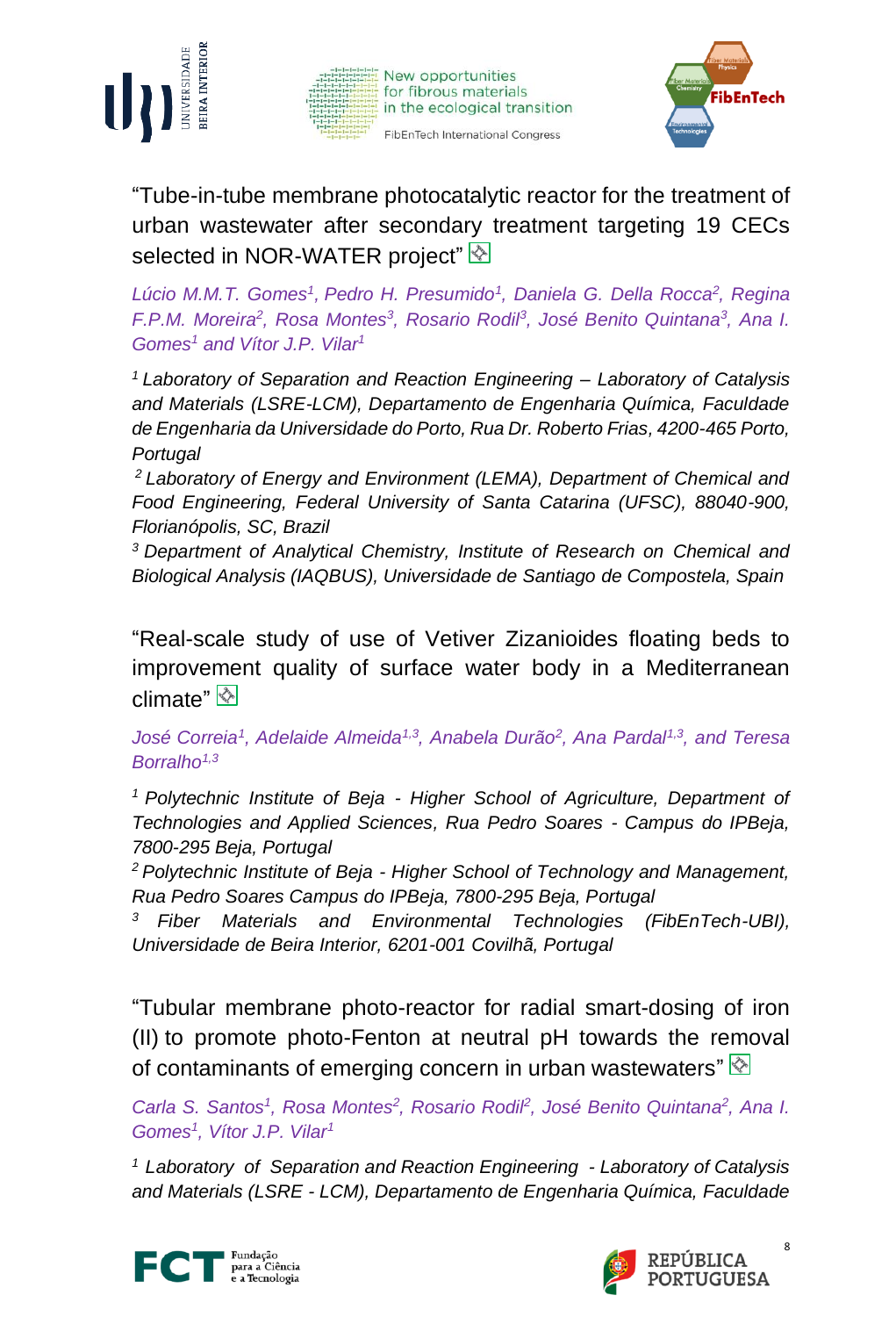"Tube-in-tube membrane photocatalytic reactor for the treatment of urban wastewater after secondary treatment targeting 19 CECs selected in NOR-WATER project"

*Lúcio M.M.T. Gomes[1], Pedro H. Presumido[1], Daniela G. Della Rocca[2], Regina F.P.M. Moreira[2], Rosa Montes[3], Rosario Rodil[3], José Benito Quintana[3], Ana I. Gomes[1] and Vítor J.P. Vilar[1]*

*[1] Laboratory of Separation and Reaction Engineering – Laboratory of Catalysis and Materials (LSRE-LCM), Departamento de Engenharia Química, Faculdade de Engenharia da Universidade do Porto, Rua Dr. Roberto Frias, 4200-465 Porto, Portugal*

*[2] Laboratory of Energy and Environment (LEMA), Department of Chemical and Food Engineering, Federal University of Santa Catarina (UFSC), 88040-900, Florianópolis, SC, Brazil*

*[3] Department of Analytical Chemistry, Institute of Research on Chemical and Biological Analysis (IAQBUS), Universidade de Santiago de Compostela, Spain*

"Real-scale study of use of Vetiver Zizanioides floating beds to improvement quality of surface water body in a Mediterranean climate"

*José Correia[1], Adelaide Almeida[1,3], Anabela Durão[2], Ana Pardal[1,3], and Teresa Borralho[1,3]*

*[1] Polytechnic Institute of Beja - Higher School of Agriculture, Department of Technologies and Applied Sciences, Rua Pedro Soares - Campus do IPBeja, 7800-295 Beja, Portugal*

*[2] Polytechnic Institute of Beja - Higher School of Technology and Management, Rua Pedro Soares Campus do IPBeja, 7800-295 Beja, Portugal*

*[3] Fiber Materials and Environmental Technologies (FibEnTech-UBI), Universidade de Beira Interior, 6201-001 Covilhã, Portugal*

"Tubular membrane photo-reactor for radial smart-dosing of iron (II) to promote photo-Fenton at neutral pH towards the removal of contaminants of emerging concern in urban wastewaters"

*Carla S. Santos[1], Rosa Montes[2], Rosario Rodil[2], José Benito Quintana[2], Ana I. Gomes[1], Vítor J.P. Vilar[1]*

*[1] Laboratory of Separation and Reaction Engineering - Laboratory of Catalysis and Materials (LSRE - LCM), Departamento de Engenharia Química, Faculdade*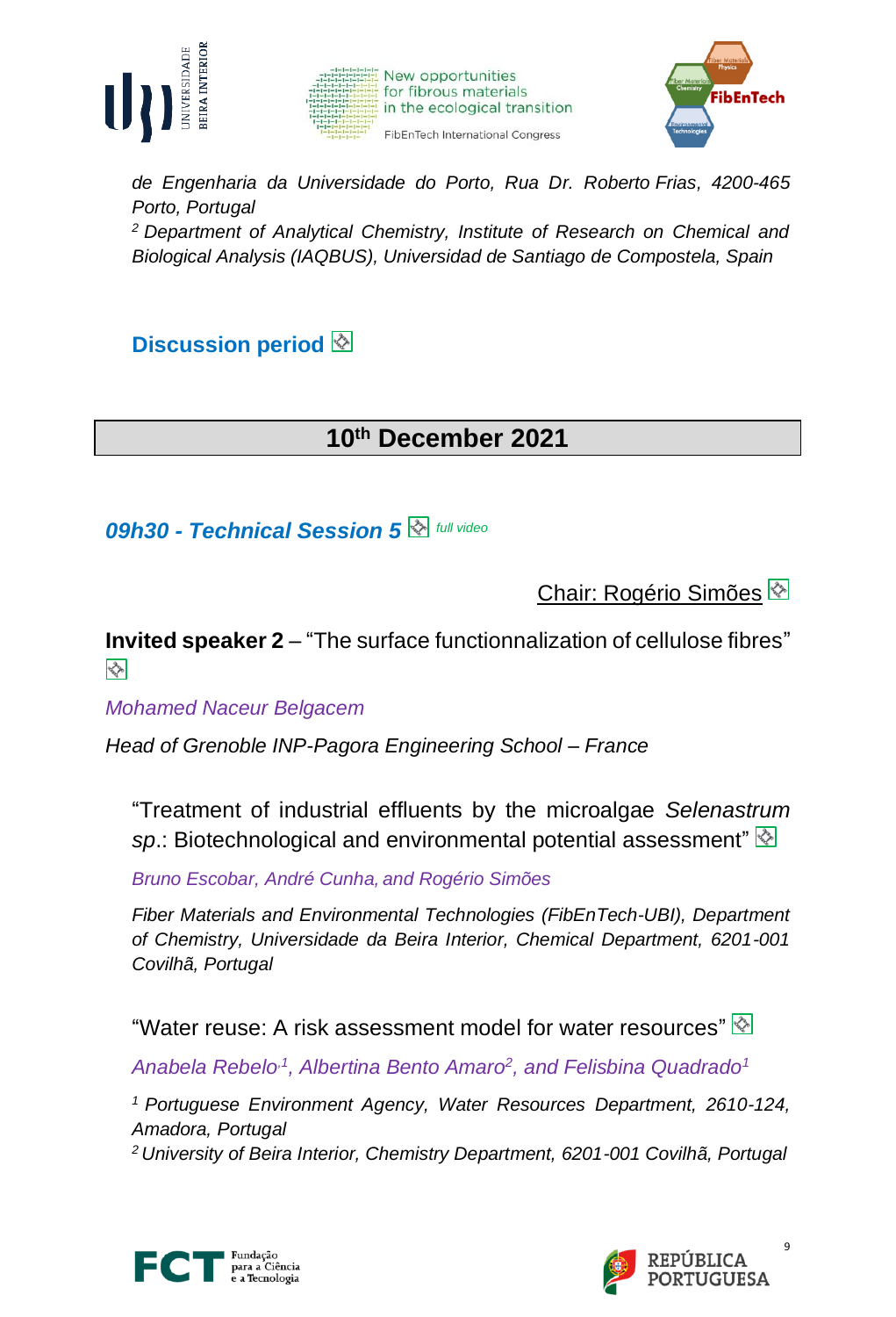*de Engenharia da Universidade do Porto, Rua Dr. Roberto Frias, 4200-465 Porto, Portugal*

[2] *Department of Analytical Chemistry, Institute of Research on Chemical and Biological Analysis (IAQBUS), Universidad de Santiago de Compostela, Spain*

**Discussion period**

## 10th December 2021

### *09h30 - Technical Session 5* *full video*

Chair: Rogério Simões

**Invited speaker 2** – "The surface functionnalization of cellulose fibres"

*Mohamed Naceur Belgacem*

*Head of Grenoble INP-Pagora Engineering School – France*

"Treatment of industrial effluents by the microalgae *Selenastrum sp*.: Biotechnological and environmental potential assessment"

*Bruno Escobar, André Cunha, and Rogério Simões*

*Fiber Materials and Environmental Technologies (FibEnTech-UBI), Department of Chemistry, Universidade da Beira Interior, Chemical Department, 6201-001 Covilhã, Portugal*

"Water reuse: A risk assessment model for water resources"

*Anabela Rebelo[1], Albertina Bento Amaro[2], and Felisbina Quadrado[1]*

[1] *Portuguese Environment Agency, Water Resources Department, 2610-124, Amadora, Portugal*

[2] *University of Beira Interior, Chemistry Department, 6201-001 Covilhã, Portugal*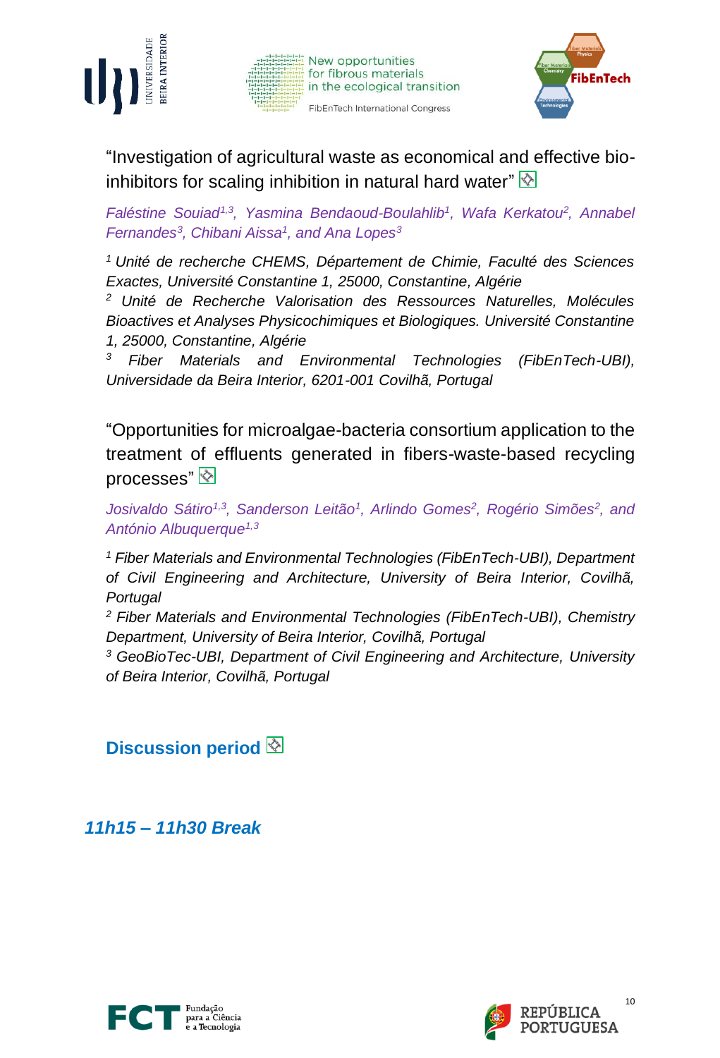"Investigation of agricultural waste as economical and effective bio-inhibitors for scaling inhibition in natural hard water"

*Faléstine Souiad[1,3], Yasmina Bendaoud-Boulahlib[1], Wafa Kerkatou[2], Annabel Fernandes[3], Chibani Aissa[1], and Ana Lopes[3]*

*[1] Unité de recherche CHEMS, Département de Chimie, Faculté des Sciences Exactes, Université Constantine 1, 25000, Constantine, Algérie*
*[2] Unité de Recherche Valorisation des Ressources Naturelles, Molécules Bioactives et Analyses Physicochimiques et Biologiques. Université Constantine 1, 25000, Constantine, Algérie*
*[3] Fiber Materials and Environmental Technologies (FibEnTech-UBI), Universidade da Beira Interior, 6201-001 Covilhã, Portugal*

"Opportunities for microalgae-bacteria consortium application to the treatment of effluents generated in fibers-waste-based recycling processes"

*Josivaldo Sátiro[1,3], Sanderson Leitão[1], Arlindo Gomes[2], Rogério Simões[2], and António Albuquerque[1,3]*

*[1] Fiber Materials and Environmental Technologies (FibEnTech-UBI), Department of Civil Engineering and Architecture, University of Beira Interior, Covilhã, Portugal*
*[2] Fiber Materials and Environmental Technologies (FibEnTech-UBI), Chemistry Department, University of Beira Interior, Covilhã, Portugal*
*[3] GeoBioTec-UBI, Department of Civil Engineering and Architecture, University of Beira Interior, Covilhã, Portugal*

**Discussion period**

***11h15 – 11h30 Break***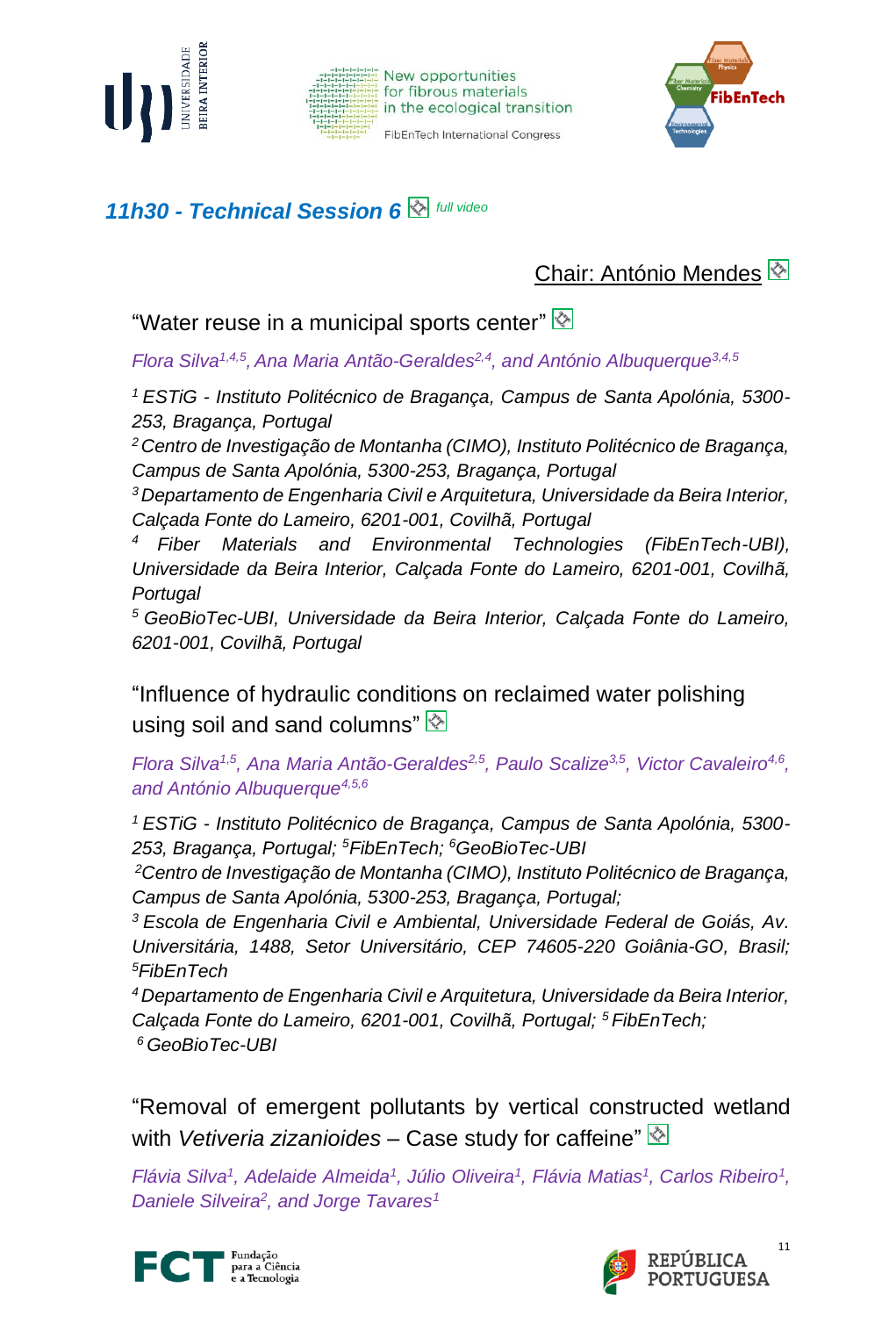## *11h30 - Technical Session 6* *full video*

Chair: António Mendes

"Water reuse in a municipal sports center"

*Flora Silva[1,4,5], Ana Maria Antão-Geraldes[2,4], and António Albuquerque[3,4,5]*

*[1] ESTiG - Instituto Politécnico de Bragança, Campus de Santa Apolónia, 5300-253, Bragança, Portugal*
*[2] Centro de Investigação de Montanha (CIMO), Instituto Politécnico de Bragança, Campus de Santa Apolónia, 5300-253, Bragança, Portugal*
*[3] Departamento de Engenharia Civil e Arquitetura, Universidade da Beira Interior, Calçada Fonte do Lameiro, 6201-001, Covilhã, Portugal*
*[4] Fiber Materials and Environmental Technologies (FibEnTech-UBI), Universidade da Beira Interior, Calçada Fonte do Lameiro, 6201-001, Covilhã, Portugal*
*[5] GeoBioTec-UBI, Universidade da Beira Interior, Calçada Fonte do Lameiro, 6201-001, Covilhã, Portugal*

"Influence of hydraulic conditions on reclaimed water polishing using soil and sand columns"

*Flora Silva[1,5], Ana Maria Antão-Geraldes[2,5], Paulo Scalize[3,5], Victor Cavaleiro[4,6], and António Albuquerque[4,5,6]*

*[1] ESTiG - Instituto Politécnico de Bragança, Campus de Santa Apolónia, 5300-253, Bragança, Portugal; [5]FibEnTech; [6]GeoBioTec-UBI*
*[2]Centro de Investigação de Montanha (CIMO), Instituto Politécnico de Bragança, Campus de Santa Apolónia, 5300-253, Bragança, Portugal;*
*[3] Escola de Engenharia Civil e Ambiental, Universidade Federal de Goiás, Av. Universitária, 1488, Setor Universitário, CEP 74605-220 Goiânia-GO, Brasil; [5]FibEnTech*
*[4] Departamento de Engenharia Civil e Arquitetura, Universidade da Beira Interior, Calçada Fonte do Lameiro, 6201-001, Covilhã, Portugal; [5] FibEnTech;*
*[6] GeoBioTec-UBI*

"Removal of emergent pollutants by vertical constructed wetland with *Vetiveria zizanioides* – Case study for caffeine"

*Flávia Silva[1], Adelaide Almeida[1], Júlio Oliveira[1], Flávia Matias[1], Carlos Ribeiro[1], Daniele Silveira[2], and Jorge Tavares[1]*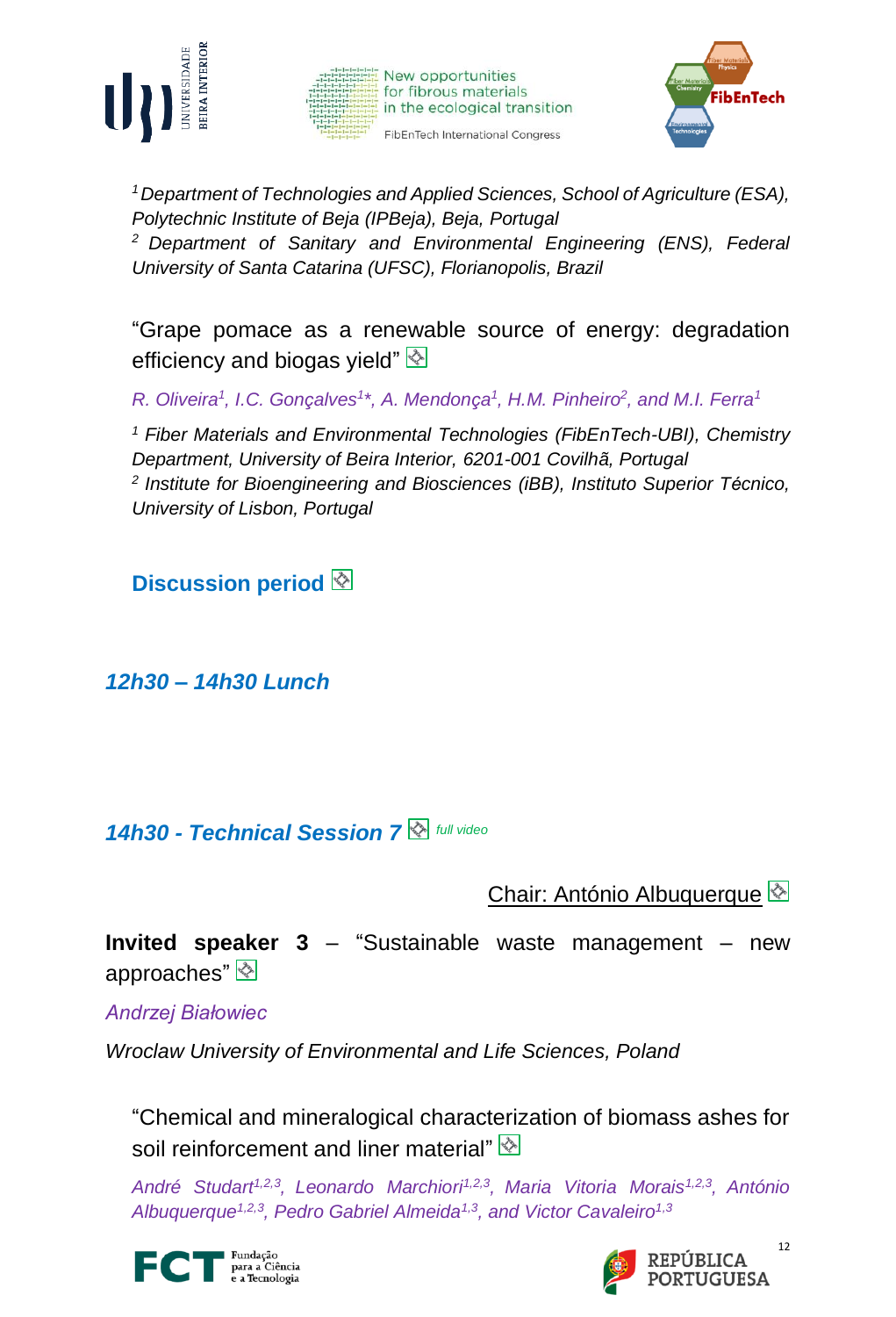[1] *Department of Technologies and Applied Sciences, School of Agriculture (ESA), Polytechnic Institute of Beja (IPBeja), Beja, Portugal*
[2] *Department of Sanitary and Environmental Engineering (ENS), Federal University of Santa Catarina (UFSC), Florianopolis, Brazil*

"Grape pomace as a renewable source of energy: degradation efficiency and biogas yield"

*R. Oliveira[1], I.C. Gonçalves[1]\*, A. Mendonça[1], H.M. Pinheiro[2], and M.I. Ferra[1]*

[1] *Fiber Materials and Environmental Technologies (FibEnTech-UBI), Chemistry Department, University of Beira Interior, 6201-001 Covilhã, Portugal*
[2] *Institute for Bioengineering and Biosciences (iBB), Instituto Superior Técnico, University of Lisbon, Portugal*

**Discussion period**

## *12h30 – 14h30 Lunch*

## *14h30 - Technical Session 7* *full video*

Chair: António Albuquerque

**Invited speaker 3** – "Sustainable waste management – new approaches"

*Andrzej Białowiec*

*Wroclaw University of Environmental and Life Sciences, Poland*

"Chemical and mineralogical characterization of biomass ashes for soil reinforcement and liner material"

*André Studart[1,2,3], Leonardo Marchiori[1,2,3], Maria Vitoria Morais[1,2,3], António Albuquerque[1,2,3], Pedro Gabriel Almeida[1,3], and Victor Cavaleiro[1,3]*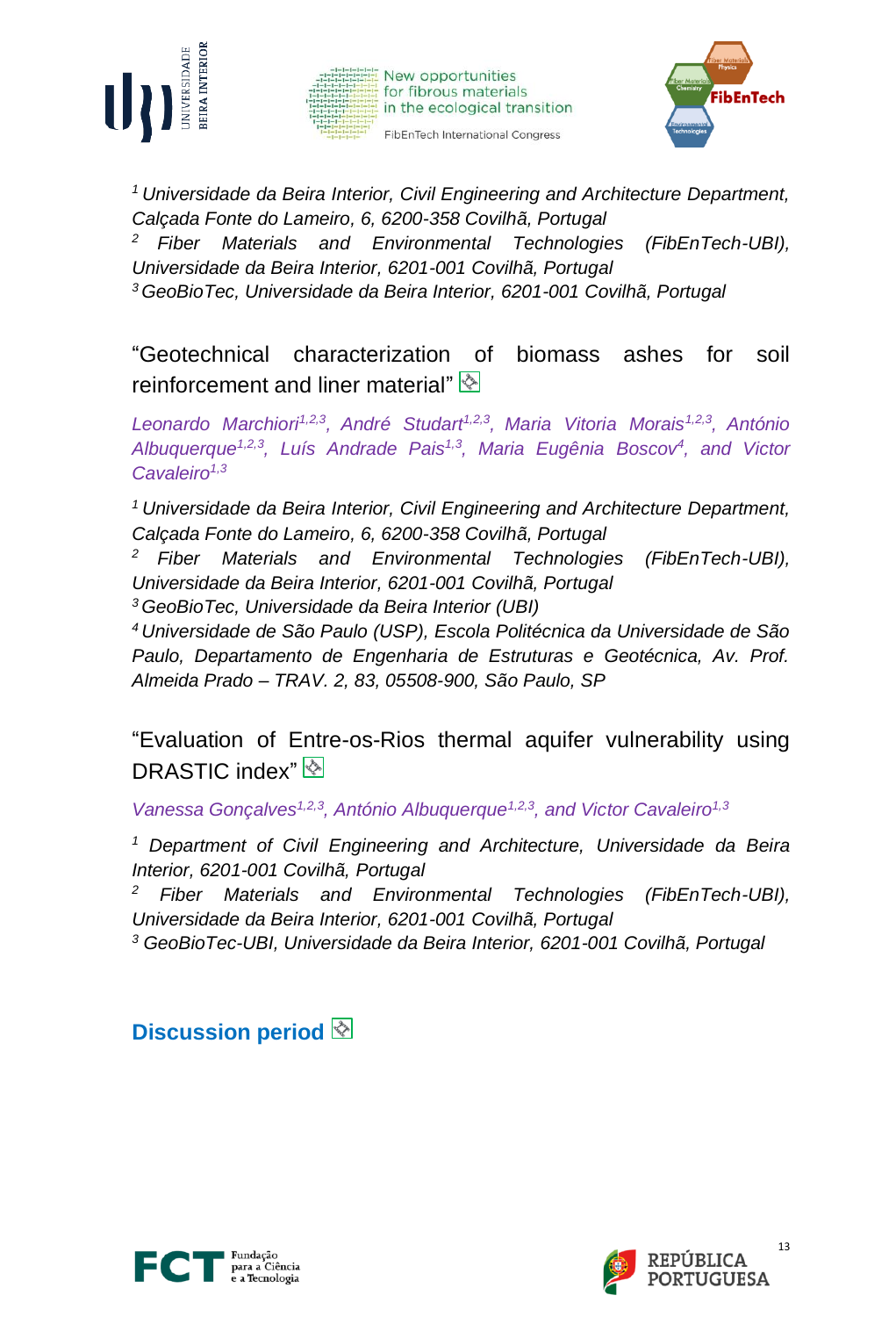[1] *Universidade da Beira Interior, Civil Engineering and Architecture Department, Calçada Fonte do Lameiro, 6, 6200-358 Covilhã, Portugal*
[2] *Fiber Materials and Environmental Technologies (FibEnTech-UBI), Universidade da Beira Interior, 6201-001 Covilhã, Portugal*
[3] *GeoBioTec, Universidade da Beira Interior, 6201-001 Covilhã, Portugal*

"Geotechnical characterization of biomass ashes for soil reinforcement and liner material"

*Leonardo Marchiori[1,2,3], André Studart[1,2,3], Maria Vitoria Morais[1,2,3], António Albuquerque[1,2,3], Luís Andrade Pais[1,3], Maria Eugênia Boscov[4], and Victor Cavaleiro[1,3]*

[1] *Universidade da Beira Interior, Civil Engineering and Architecture Department, Calçada Fonte do Lameiro, 6, 6200-358 Covilhã, Portugal*
[2] *Fiber Materials and Environmental Technologies (FibEnTech-UBI), Universidade da Beira Interior, 6201-001 Covilhã, Portugal*
[3] *GeoBioTec, Universidade da Beira Interior (UBI)*
[4] *Universidade de São Paulo (USP), Escola Politécnica da Universidade de São Paulo, Departamento de Engenharia de Estruturas e Geotécnica, Av. Prof. Almeida Prado – TRAV. 2, 83, 05508-900, São Paulo, SP*

"Evaluation of Entre-os-Rios thermal aquifer vulnerability using DRASTIC index"

*Vanessa Gonçalves[1,2,3], António Albuquerque[1,2,3], and Victor Cavaleiro[1,3]*

[1] *Department of Civil Engineering and Architecture, Universidade da Beira Interior, 6201-001 Covilhã, Portugal*
[2] *Fiber Materials and Environmental Technologies (FibEnTech-UBI), Universidade da Beira Interior, 6201-001 Covilhã, Portugal*
[3] *GeoBioTec-UBI, Universidade da Beira Interior, 6201-001 Covilhã, Portugal*

## Discussion period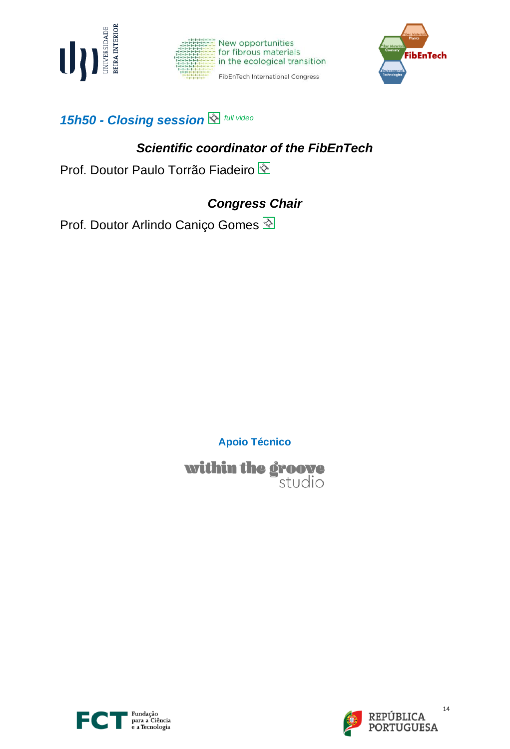## *15h50 - Closing session* *full video*

### *Scientific coordinator of the FibEnTech*

Prof. Doutor Paulo Torrão Fiadeiro

### *Congress Chair*

Prof. Doutor Arlindo Caniço Gomes

**Apoio Técnico**

within the groove studio